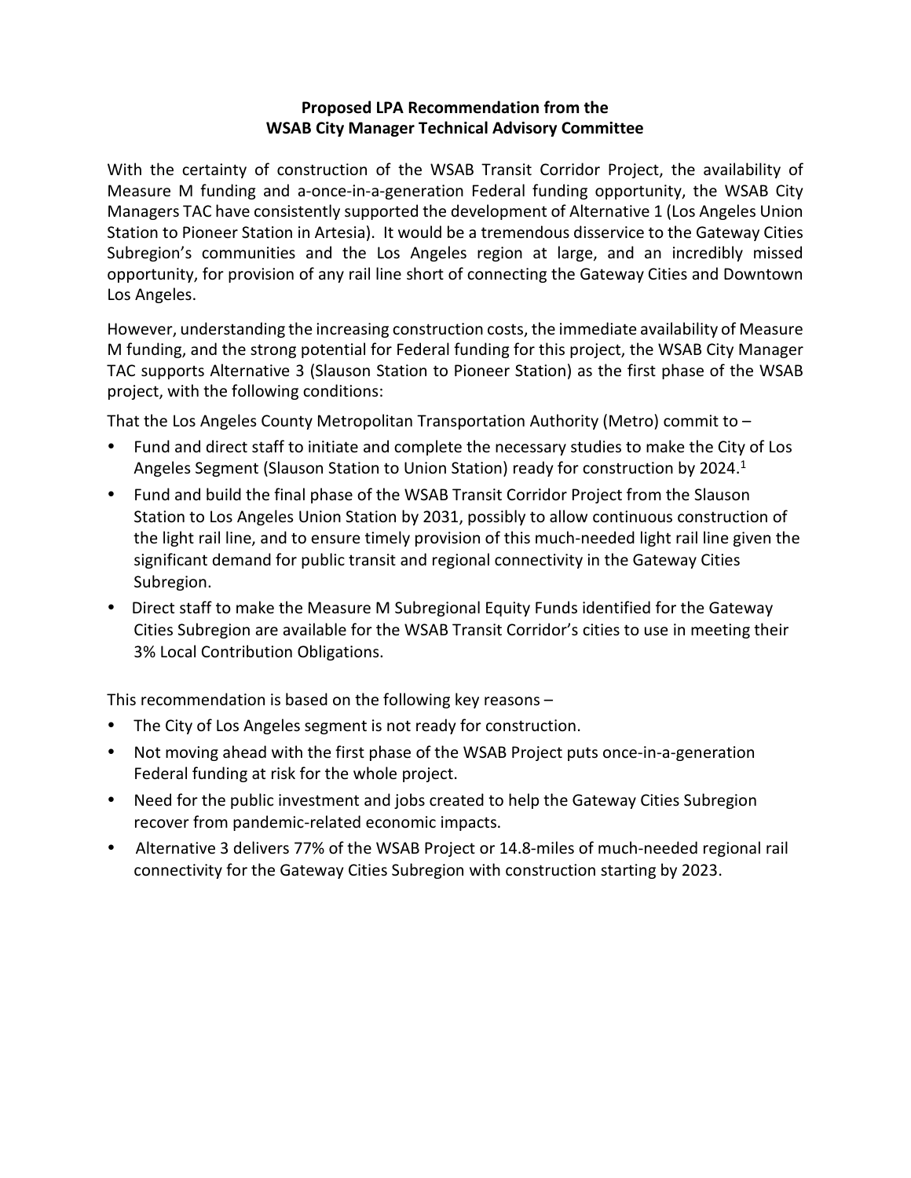**Proposed LPA Recommendation from the WSAB City Manager Technical Advisory Committee**

With the certainty of construction of the WSAB Transit Corridor Project, the availability of Measure M funding and a-once-in-a-generation Federal funding opportunity, the WSAB City Managers TAC have consistently supported the development of Alternative 1 (Los Angeles Union Station to Pioneer Station in Artesia). It would be a tremendous disservice to the Gateway Cities Subregion's communities and the Los Angeles region at large, and an incredibly missed opportunity, for provision of any rail line short of connecting the Gateway Cities and Downtown Los Angeles.

However, understanding the increasing construction costs, the immediate availability of Measure M funding, and the strong potential for Federal funding for this project, the WSAB City Manager TAC supports Alternative 3 (Slauson Station to Pioneer Station) as the first phase of the WSAB project, with the following conditions:

That the Los Angeles County Metropolitan Transportation Authority (Metro) commit to –

- Fund and direct staff to initiate and complete the necessary studies to make the City of Los Angeles Segment (Slauson Station to Union Station) ready for construction by 2024.[1]
- Fund and build the final phase of the WSAB Transit Corridor Project from the Slauson Station to Los Angeles Union Station by 2031, possibly to allow continuous construction of the light rail line, and to ensure timely provision of this much-needed light rail line given the significant demand for public transit and regional connectivity in the Gateway Cities Subregion.
- Direct staff to make the Measure M Subregional Equity Funds identified for the Gateway Cities Subregion are available for the WSAB Transit Corridor's cities to use in meeting their 3% Local Contribution Obligations.

This recommendation is based on the following key reasons –

- The City of Los Angeles segment is not ready for construction.
- Not moving ahead with the first phase of the WSAB Project puts once-in-a-generation Federal funding at risk for the whole project.
- Need for the public investment and jobs created to help the Gateway Cities Subregion recover from pandemic-related economic impacts.
- Alternative 3 delivers 77% of the WSAB Project or 14.8-miles of much-needed regional rail connectivity for the Gateway Cities Subregion with construction starting by 2023.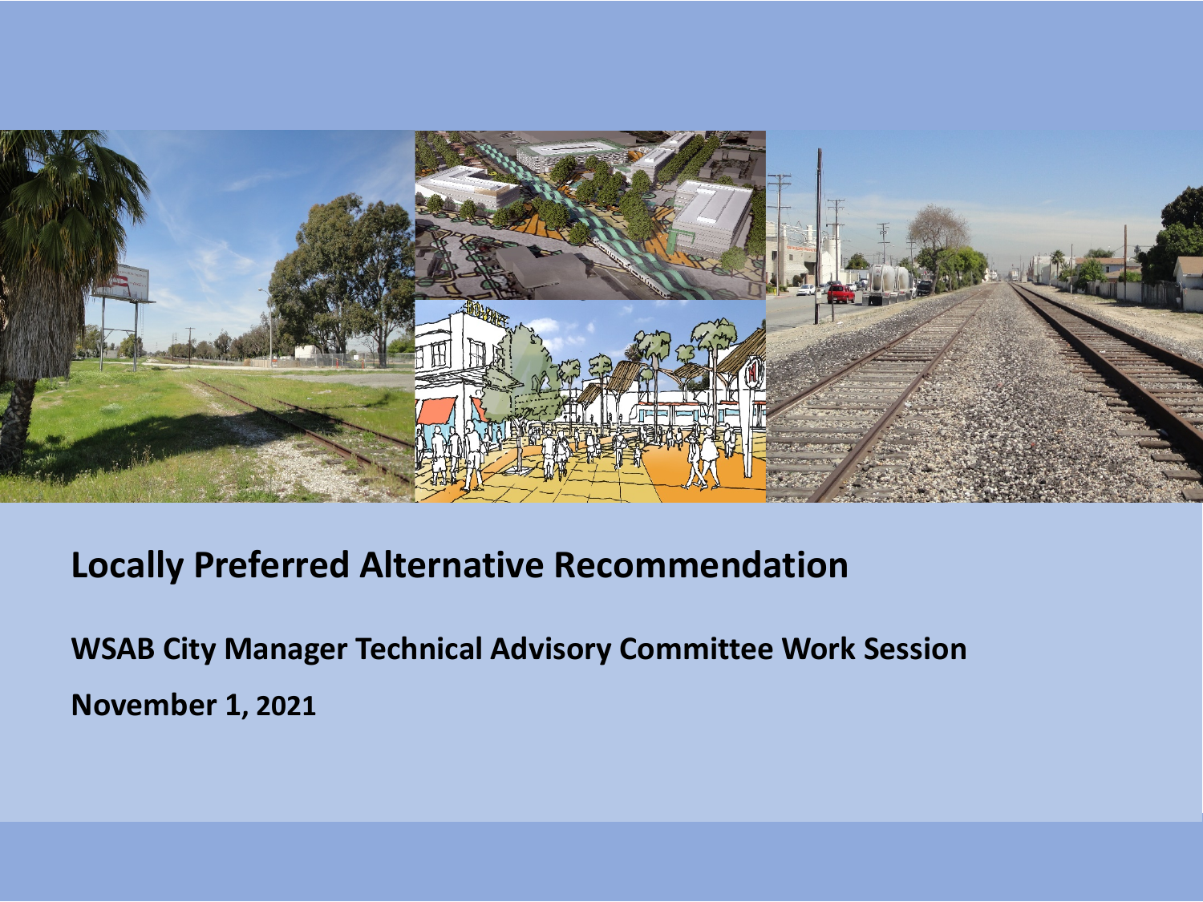# Locally Preferred Alternative Recommendation

**WSAB City Manager Technical Advisory Committee Work Session**

**November 1, 2021**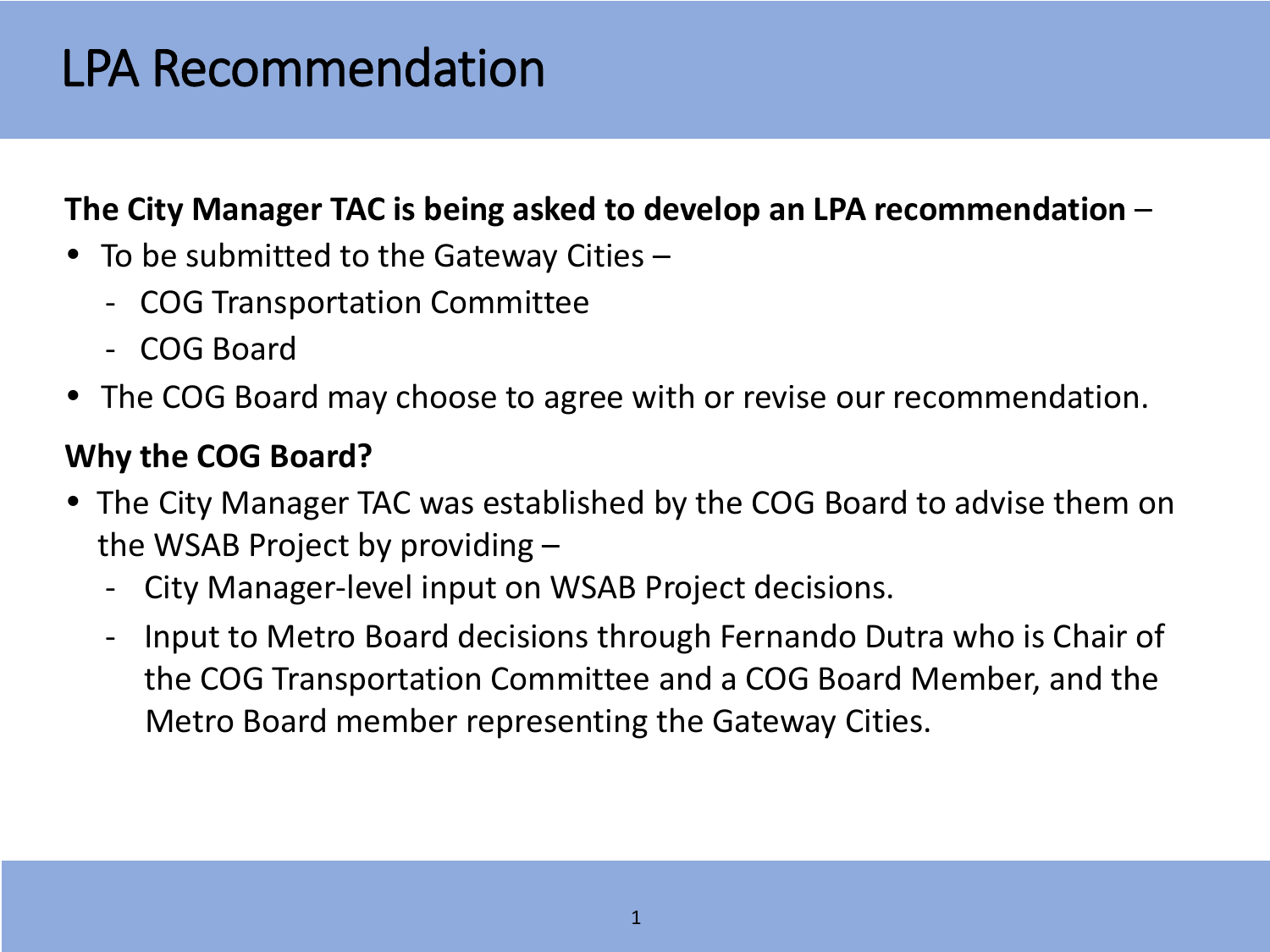# LPA Recommendation

**The City Manager TAC is being asked to develop an LPA recommendation** –

- To be submitted to the Gateway Cities –
  - COG Transportation Committee
  - COG Board
- The COG Board may choose to agree with or revise our recommendation.

**Why the COG Board?**

- The City Manager TAC was established by the COG Board to advise them on the WSAB Project by providing –
  - City Manager-level input on WSAB Project decisions.
  - Input to Metro Board decisions through Fernando Dutra who is Chair of the COG Transportation Committee and a COG Board Member, and the Metro Board member representing the Gateway Cities.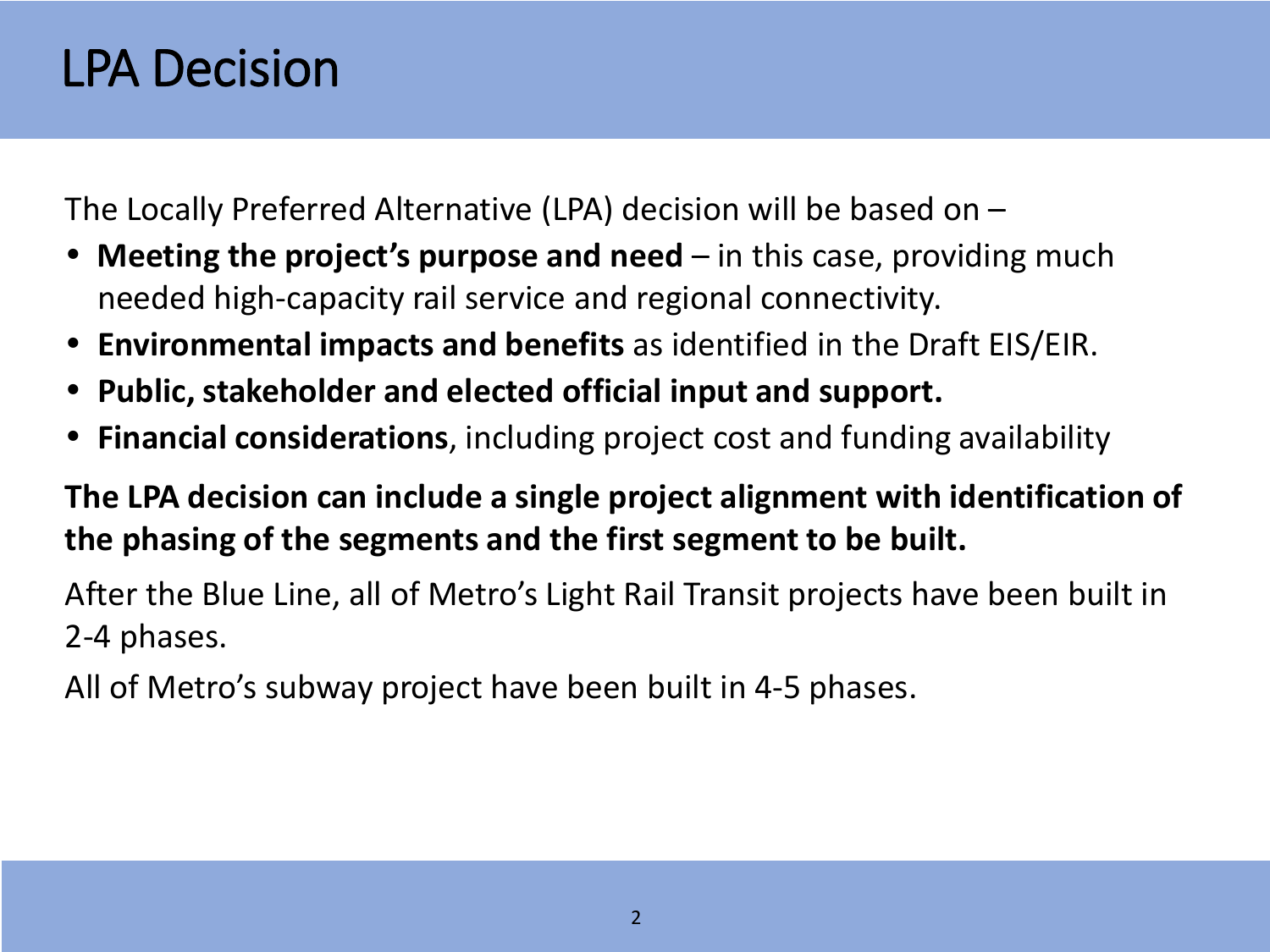# LPA Decision

The Locally Preferred Alternative (LPA) decision will be based on –

- **Meeting the project's purpose and need** – in this case, providing much needed high-capacity rail service and regional connectivity.
- **Environmental impacts and benefits** as identified in the Draft EIS/EIR.
- **Public, stakeholder and elected official input and support.**
- **Financial considerations**, including project cost and funding availability

**The LPA decision can include a single project alignment with identification of the phasing of the segments and the first segment to be built.**

After the Blue Line, all of Metro's Light Rail Transit projects have been built in 2-4 phases.

All of Metro's subway project have been built in 4-5 phases.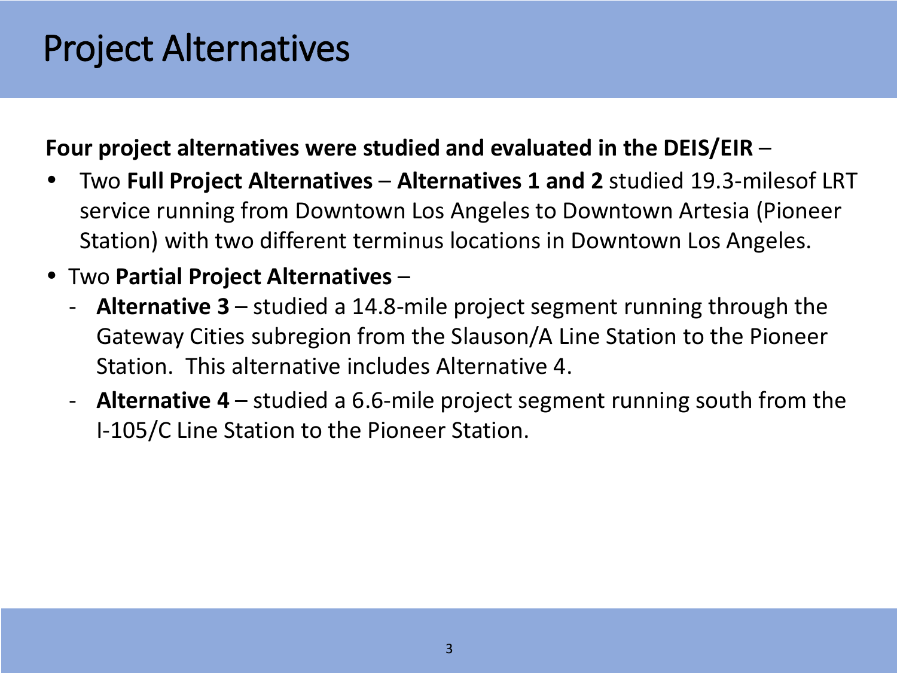# Project Alternatives

**Four project alternatives were studied and evaluated in the DEIS/EIR** –

- Two **Full Project Alternatives** – **Alternatives 1 and 2** studied 19.3-milesof LRT service running from Downtown Los Angeles to Downtown Artesia (Pioneer Station) with two different terminus locations in Downtown Los Angeles.
- Two **Partial Project Alternatives** –
  - **Alternative 3** – studied a 14.8-mile project segment running through the Gateway Cities subregion from the Slauson/A Line Station to the Pioneer Station. This alternative includes Alternative 4.
  - **Alternative 4** – studied a 6.6-mile project segment running south from the I-105/C Line Station to the Pioneer Station.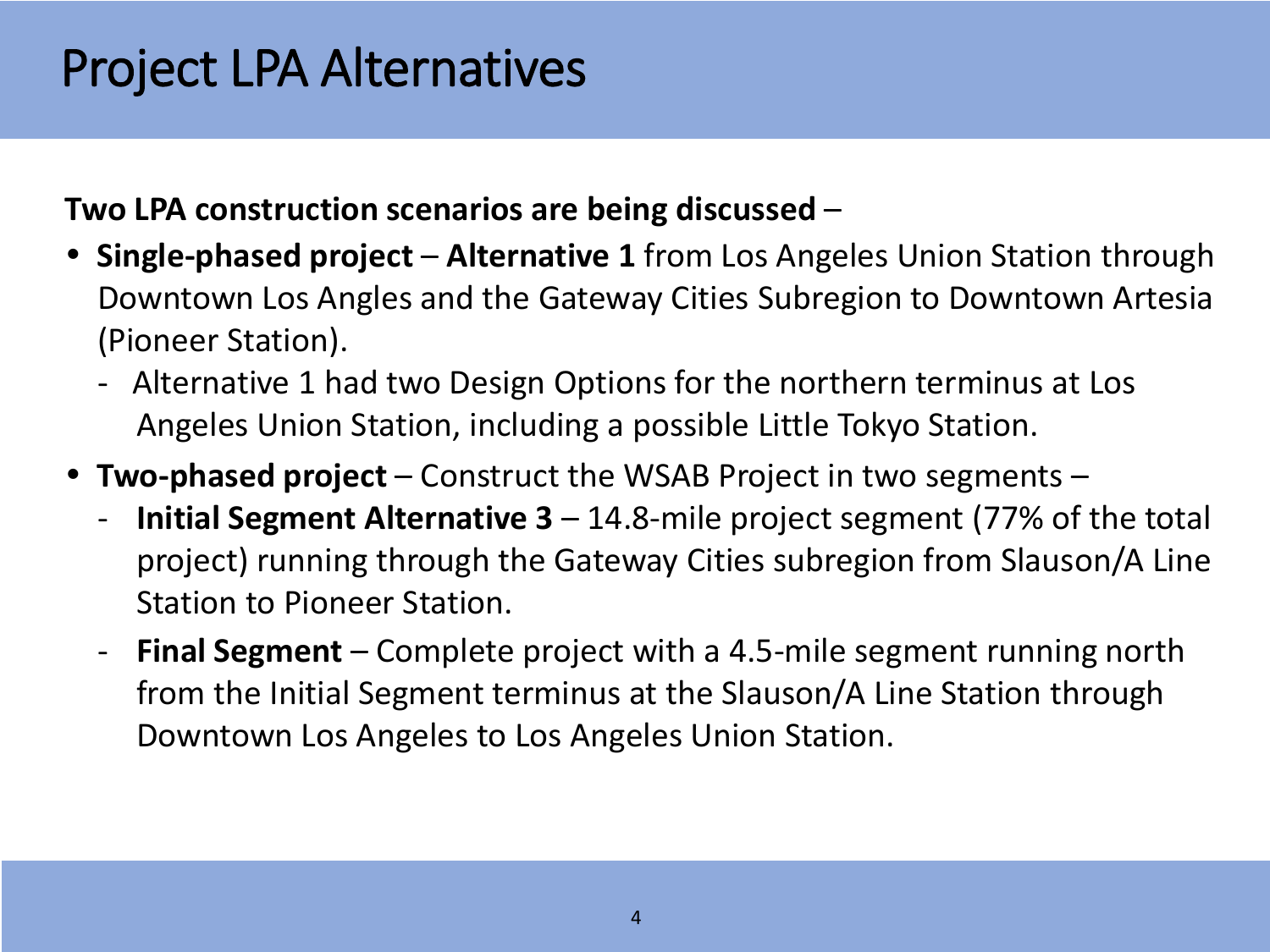# Project LPA Alternatives

**Two LPA construction scenarios are being discussed** –

- **Single-phased project** – **Alternative 1** from Los Angeles Union Station through Downtown Los Angles and the Gateway Cities Subregion to Downtown Artesia (Pioneer Station).
  - Alternative 1 had two Design Options for the northern terminus at Los Angeles Union Station, including a possible Little Tokyo Station.
- **Two-phased project** – Construct the WSAB Project in two segments –
  - **Initial Segment Alternative 3** – 14.8-mile project segment (77% of the total project) running through the Gateway Cities subregion from Slauson/A Line Station to Pioneer Station.
  - **Final Segment** – Complete project with a 4.5-mile segment running north from the Initial Segment terminus at the Slauson/A Line Station through Downtown Los Angeles to Los Angeles Union Station.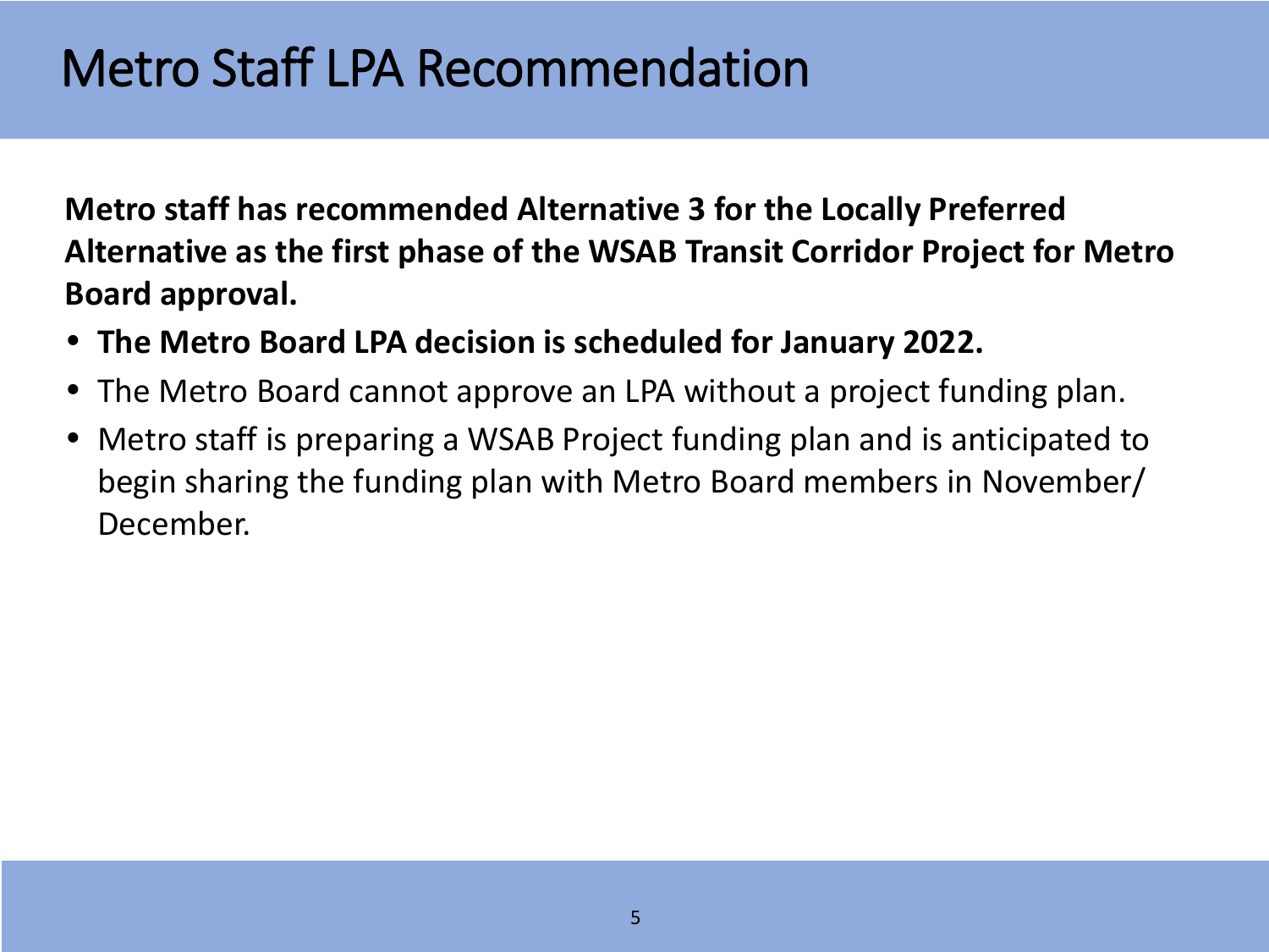# Metro Staff LPA Recommendation

**Metro staff has recommended Alternative 3 for the Locally Preferred Alternative as the first phase of the WSAB Transit Corridor Project for Metro Board approval.**

- **The Metro Board LPA decision is scheduled for January 2022.**
- The Metro Board cannot approve an LPA without a project funding plan.
- Metro staff is preparing a WSAB Project funding plan and is anticipated to begin sharing the funding plan with Metro Board members in November/ December.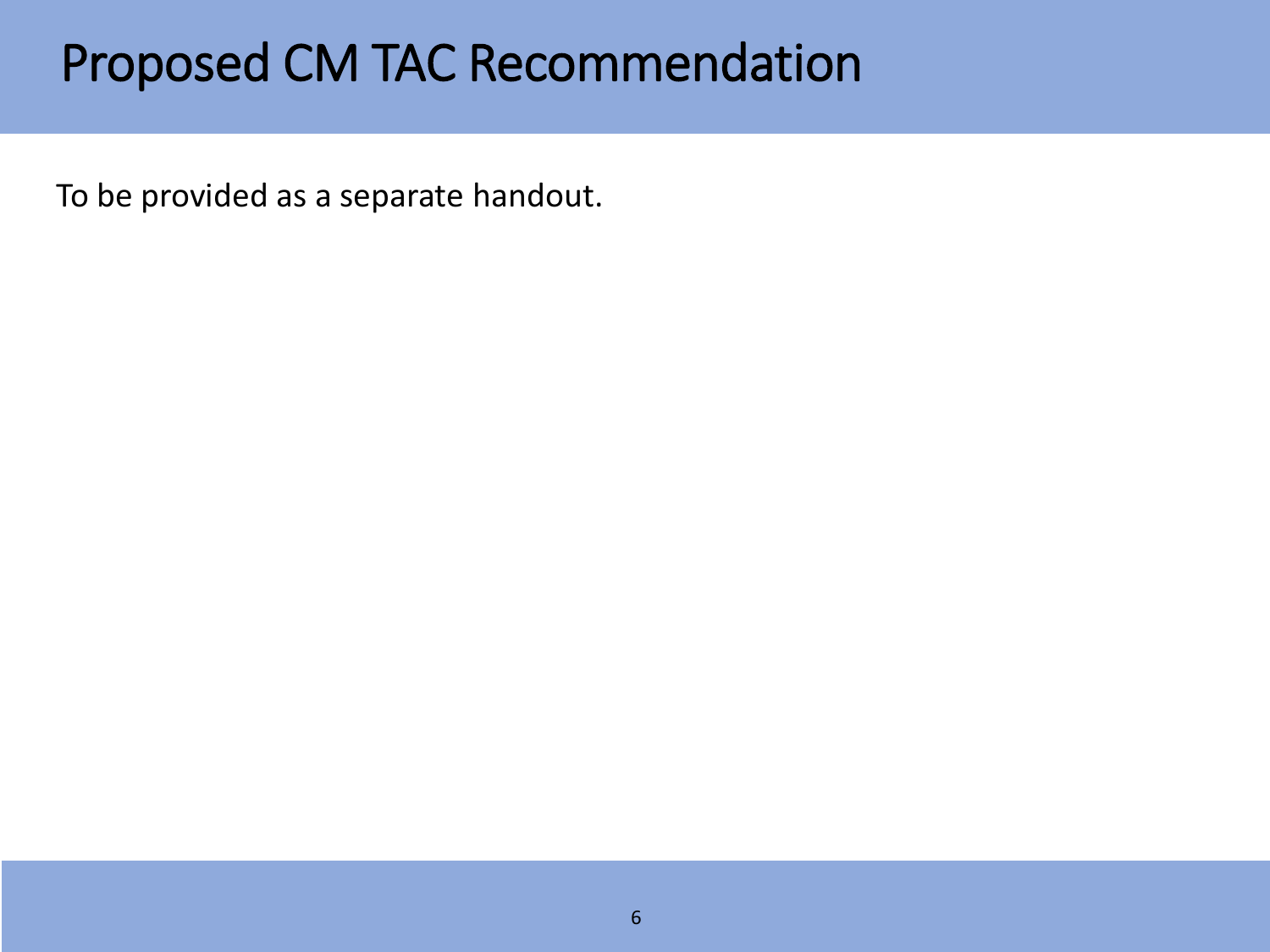# Proposed CM TAC Recommendation

To be provided as a separate handout.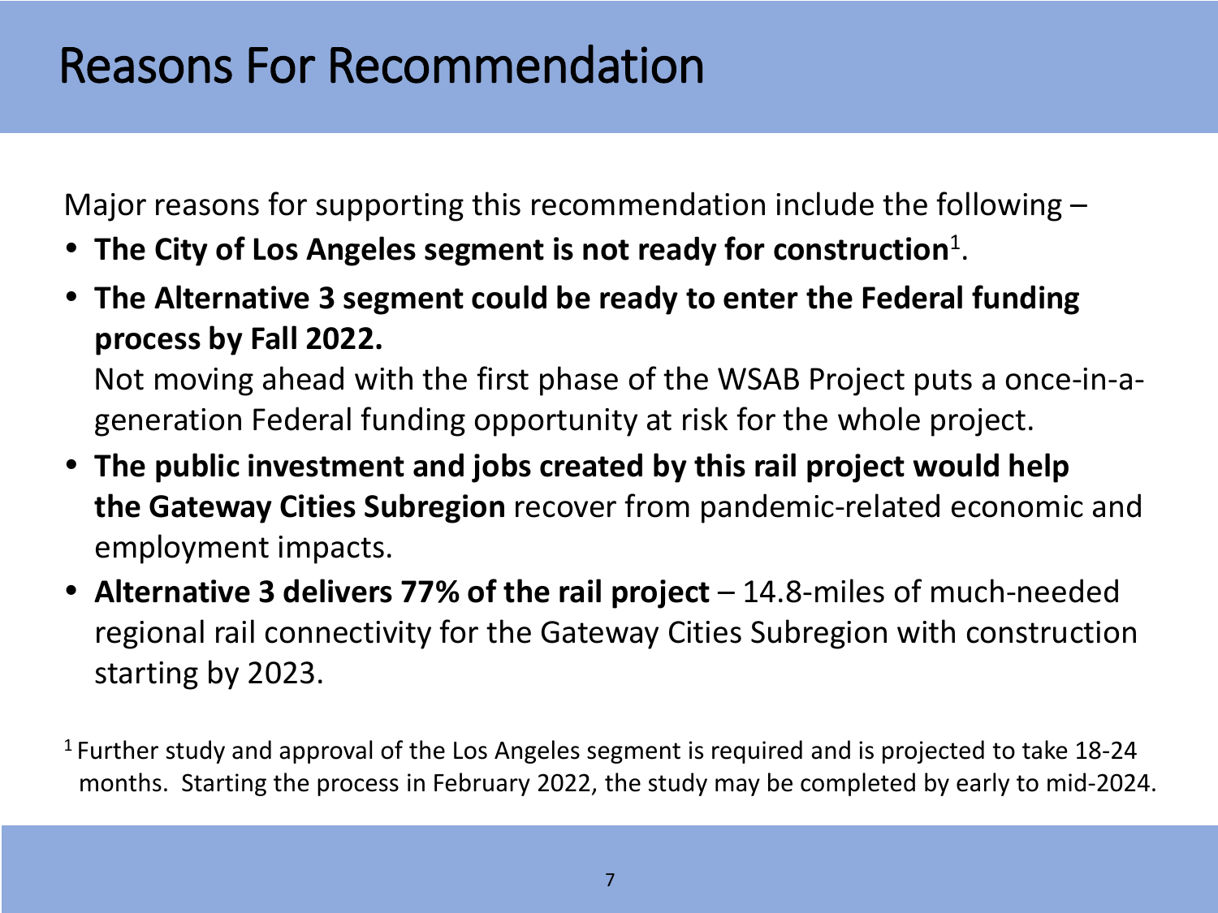# Reasons For Recommendation

Major reasons for supporting this recommendation include the following –

- **The City of Los Angeles segment is not ready for construction**[1].
- **The Alternative 3 segment could be ready to enter the Federal funding process by Fall 2022.**
  Not moving ahead with the first phase of the WSAB Project puts a once-in-a-generation Federal funding opportunity at risk for the whole project.
- **The public investment and jobs created by this rail project would help the Gateway Cities Subregion** recover from pandemic-related economic and employment impacts.
- **Alternative 3 delivers 77% of the rail project** – 14.8-miles of much-needed regional rail connectivity for the Gateway Cities Subregion with construction starting by 2023.

[1] Further study and approval of the Los Angeles segment is required and is projected to take 18-24 months. Starting the process in February 2022, the study may be completed by early to mid-2024.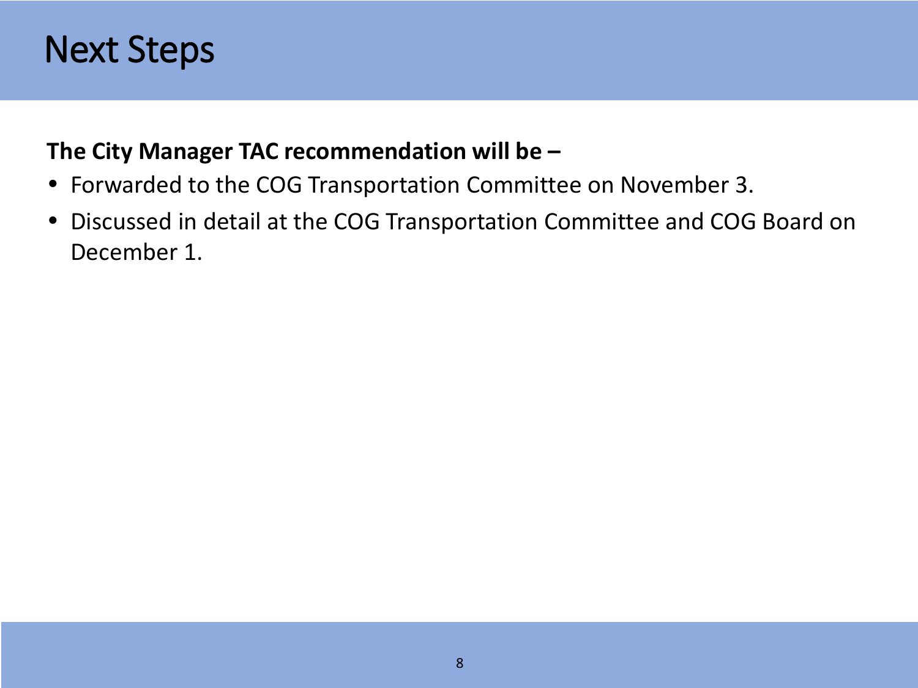# Next Steps

**The City Manager TAC recommendation will be –**

- Forwarded to the COG Transportation Committee on November 3.
- Discussed in detail at the COG Transportation Committee and COG Board on December 1.